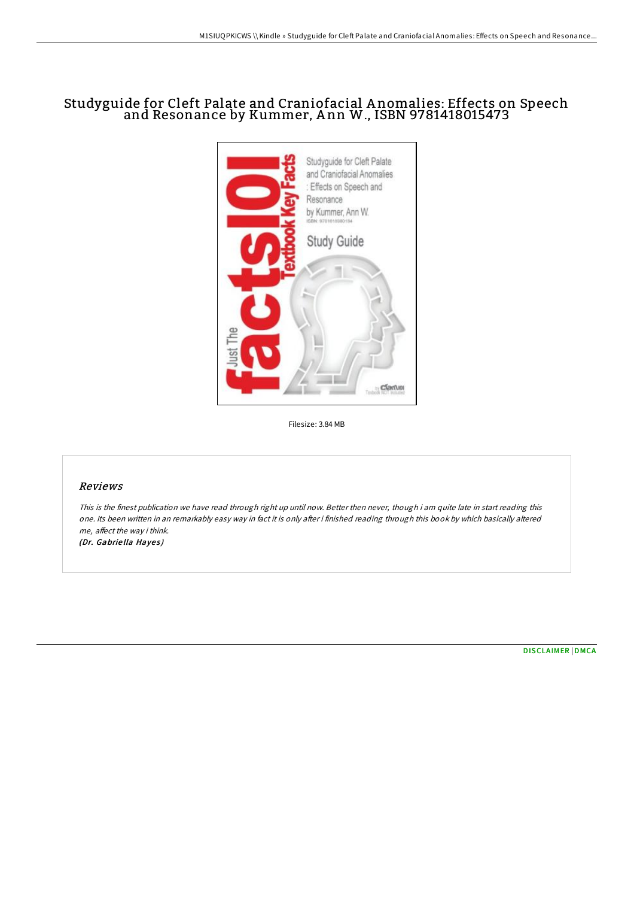# Studyguide for Cleft Palate and Craniofacial Anomalies: Effects on Speech and Resonance by Kummer, Ann W., ISBN 9781418015473

Filesize: 3.84 MB

## *Reviews*

*This is the finest publication we have read through right up until now. Better then never, though i am quite late in start reading this one. Its been written in an remarkably easy way in fact it is only after i finished reading through this book by which basically altered me, affect the way i think.*

*(Dr. Gabriella Hayes)*

DISCLAIMER | DMCA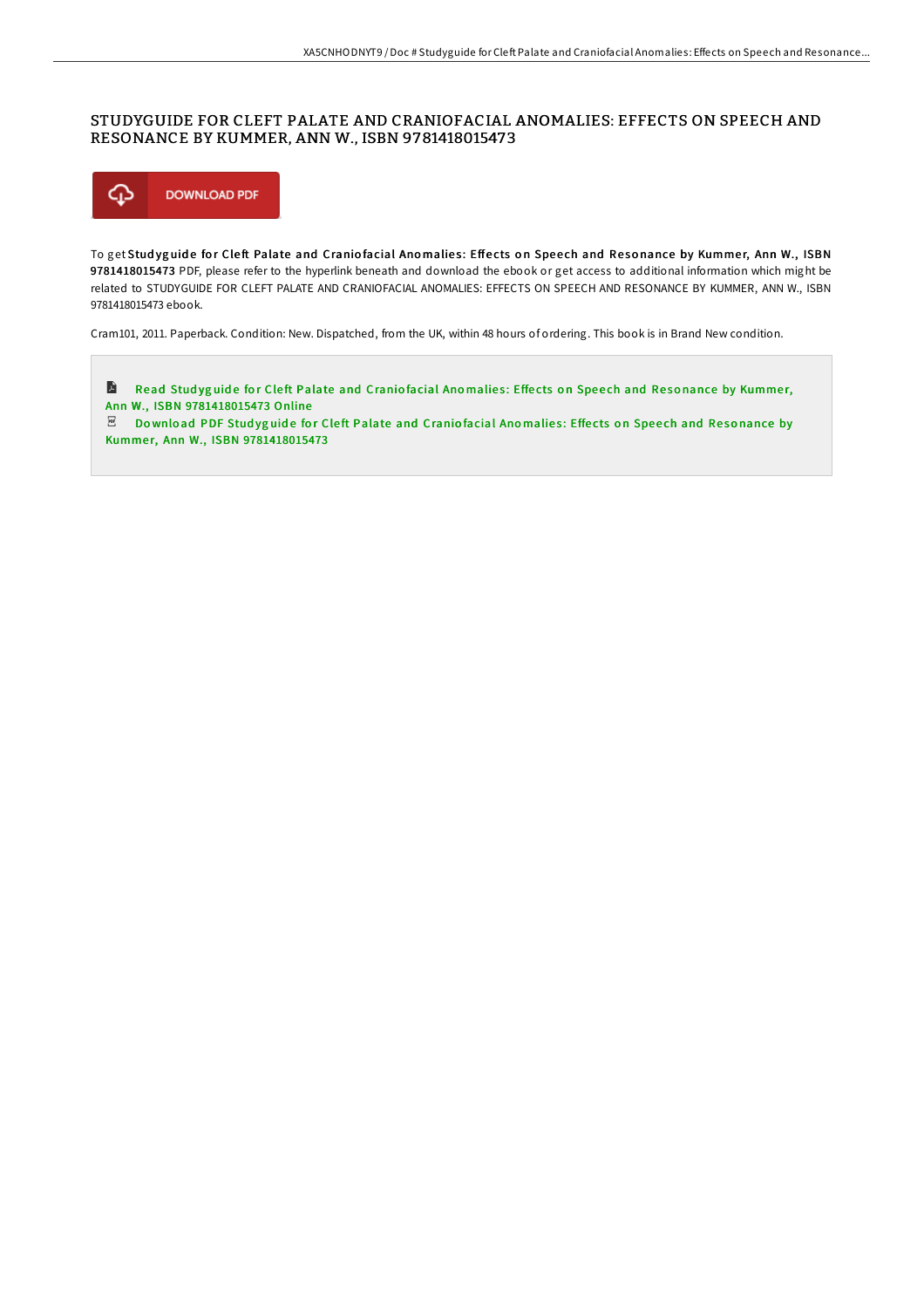# STUDYGUIDE FOR CLEFT PALATE AND CRANIOFACIAL ANOMALIES: EFFECTS ON SPEECH AND RESONANCE BY KUMMER, ANN W., ISBN 9781418015473

DOWNLOAD PDF

To get **Studyguide for Cleft Palate and Craniofacial Anomalies: Effects on Speech and Resonance by Kummer, Ann W., ISBN 9781418015473** PDF, please refer to the hyperlink beneath and download the ebook or get access to additional information which might be related to STUDYGUIDE FOR CLEFT PALATE AND CRANIOFACIAL ANOMALIES: EFFECTS ON SPEECH AND RESONANCE BY KUMMER, ANN W., ISBN 9781418015473 ebook.

Cram101, 2011. Paperback. Condition: New. Dispatched, from the UK, within 48 hours of ordering. This book is in Brand New condition.

- Read Studyguide for Cleft Palate and Craniofacial Anomalies: Effects on Speech and Resonance by Kummer, Ann W., ISBN 9781418015473 Online
- Download PDF Studyguide for Cleft Palate and Craniofacial Anomalies: Effects on Speech and Resonance by Kummer, Ann W., ISBN 9781418015473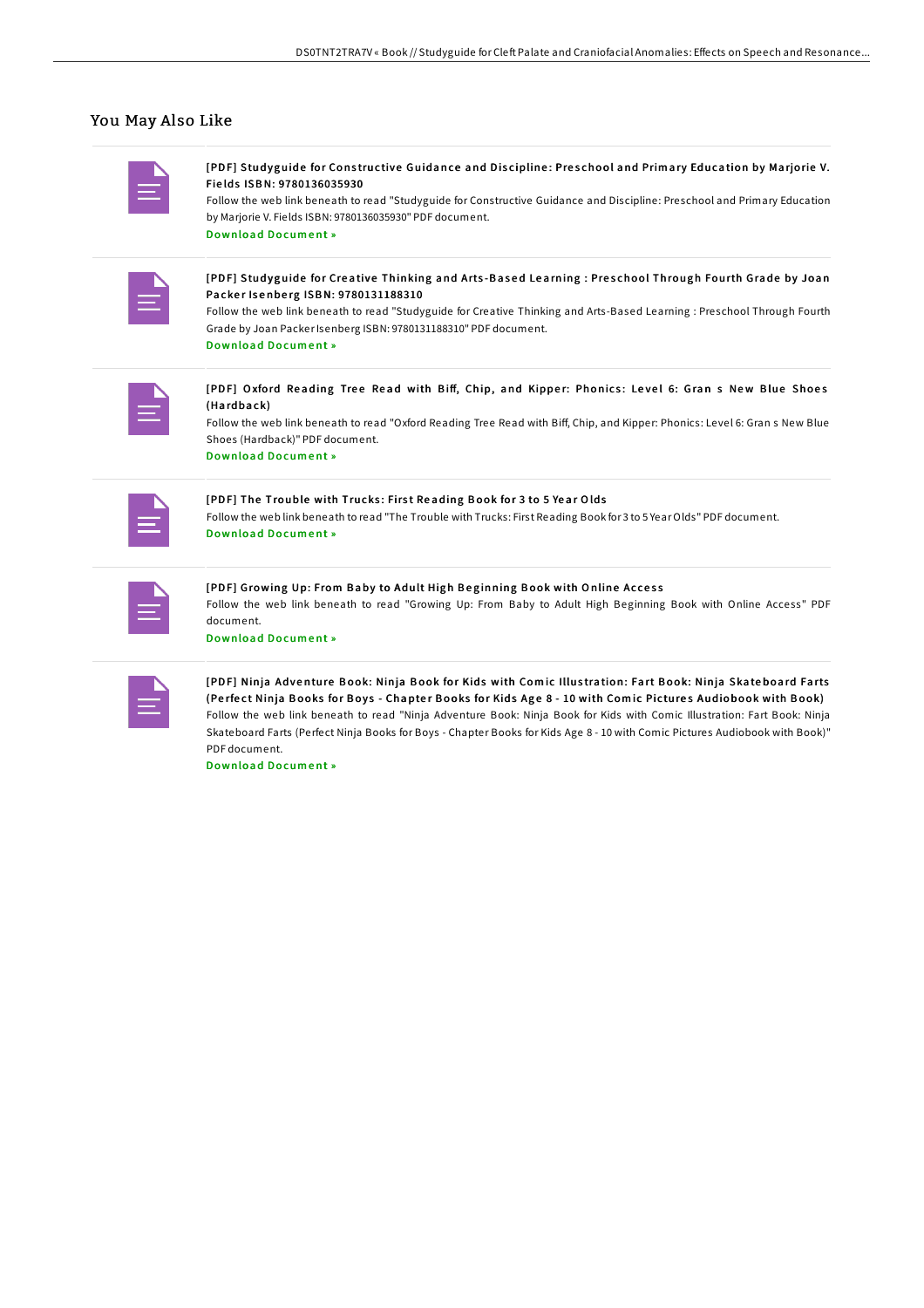## You May Also Like

**[PDF] Studyguide for Constructive Guidance and Discipline: Preschool and Primary Education by Marjorie V. Fields ISBN: 9780136035930**

Follow the web link beneath to read "Studyguide for Constructive Guidance and Discipline: Preschool and Primary Education by Marjorie V. Fields ISBN: 9780136035930" PDF document.

Download Document »

**[PDF] Studyguide for Creative Thinking and Arts-Based Learning : Preschool Through Fourth Grade by Joan Packer Isenberg ISBN: 9780131188310**

Follow the web link beneath to read "Studyguide for Creative Thinking and Arts-Based Learning : Preschool Through Fourth Grade by Joan Packer Isenberg ISBN: 9780131188310" PDF document.

Download Document »

**[PDF] Oxford Reading Tree Read with Biff, Chip, and Kipper: Phonics: Level 6: Gran s New Blue Shoes (Hardback)**

Follow the web link beneath to read "Oxford Reading Tree Read with Biff, Chip, and Kipper: Phonics: Level 6: Gran s New Blue Shoes (Hardback)" PDF document.

Download Document »

**[PDF] The Trouble with Trucks: First Reading Book for 3 to 5 Year Olds**

Follow the web link beneath to read "The Trouble with Trucks: First Reading Book for 3 to 5 Year Olds" PDF document.

Download Document »

**[PDF] Growing Up: From Baby to Adult High Beginning Book with Online Access**

Follow the web link beneath to read "Growing Up: From Baby to Adult High Beginning Book with Online Access" PDF document.

Download Document »

**[PDF] Ninja Adventure Book: Ninja Book for Kids with Comic Illustration: Fart Book: Ninja Skateboard Farts (Perfect Ninja Books for Boys - Chapter Books for Kids Age 8 - 10 with Comic Pictures Audiobook with Book)**

Follow the web link beneath to read "Ninja Adventure Book: Ninja Book for Kids with Comic Illustration: Fart Book: Ninja Skateboard Farts (Perfect Ninja Books for Boys - Chapter Books for Kids Age 8 - 10 with Comic Pictures Audiobook with Book)" PDF document.

Download Document »